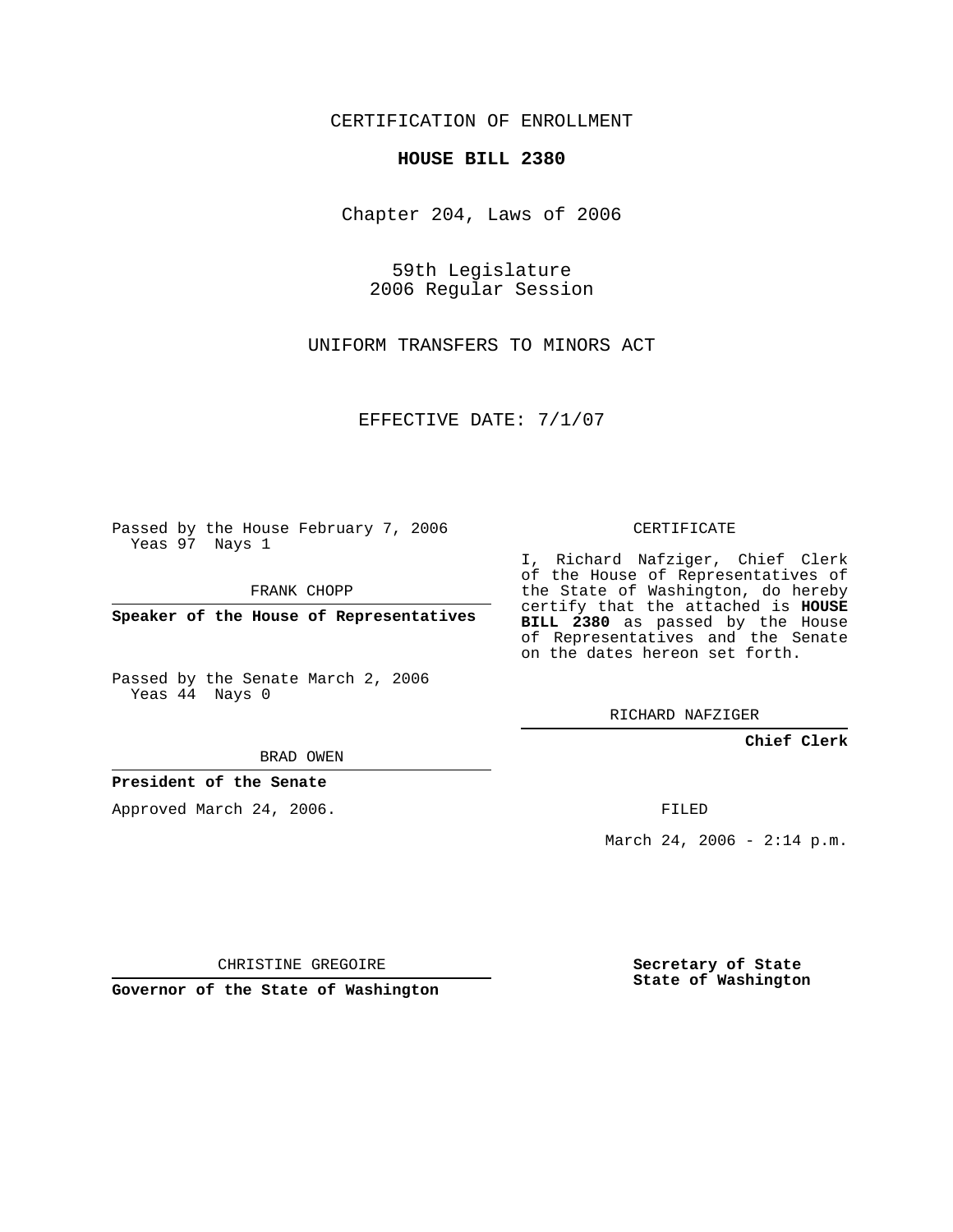CERTIFICATION OF ENROLLMENT

**HOUSE BILL 2380**

Chapter 204, Laws of 2006

59th Legislature
2006 Regular Session

UNIFORM TRANSFERS TO MINORS ACT

EFFECTIVE DATE: 7/1/07

Passed by the House February 7, 2006
Yeas 97 Nays 1

FRANK CHOPP

**Speaker of the House of Representatives**

Passed by the Senate March 2, 2006
Yeas 44 Nays 0

BRAD OWEN

**President of the Senate**

Approved March 24, 2006.

CHRISTINE GREGOIRE

**Governor of the State of Washington**

CERTIFICATE

I, Richard Nafziger, Chief Clerk of the House of Representatives of the State of Washington, do hereby certify that the attached is **HOUSE BILL 2380** as passed by the House of Representatives and the Senate on the dates hereon set forth.

RICHARD NAFZIGER

**Chief Clerk**

FILED

March 24, 2006 - 2:14 p.m.

**Secretary of State**
**State of Washington**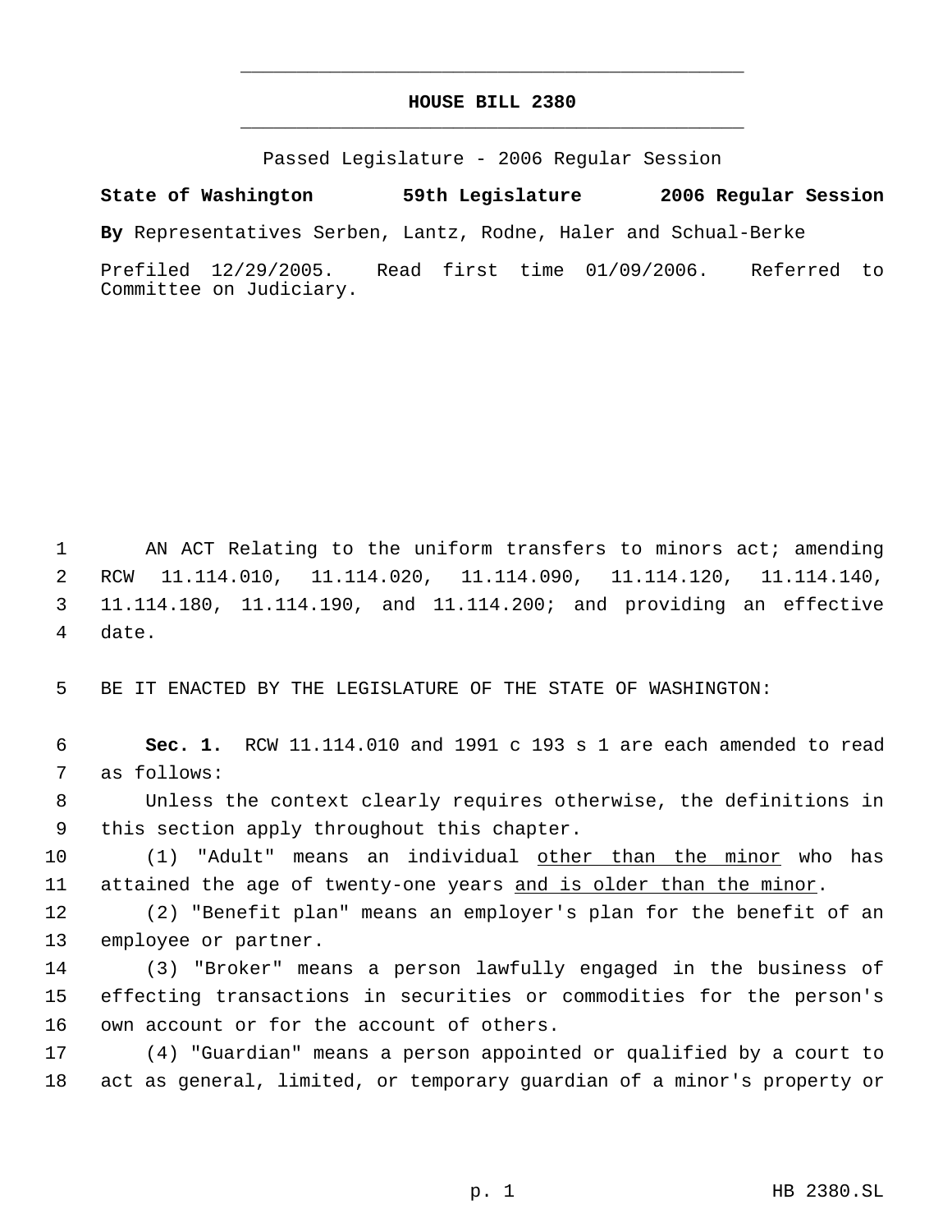# HOUSE BILL 2380

Passed Legislature - 2006 Regular Session

**State of Washington 59th Legislature 2006 Regular Session**

**By** Representatives Serben, Lantz, Rodne, Haler and Schual-Berke

Prefiled 12/29/2005. Read first time 01/09/2006. Referred to Committee on Judiciary.

AN ACT Relating to the uniform transfers to minors act; amending RCW 11.114.010, 11.114.020, 11.114.090, 11.114.120, 11.114.140, 11.114.180, 11.114.190, and 11.114.200; and providing an effective date.

BE IT ENACTED BY THE LEGISLATURE OF THE STATE OF WASHINGTON:

**Sec. 1.** RCW 11.114.010 and 1991 c 193 s 1 are each amended to read as follows:

Unless the context clearly requires otherwise, the definitions in this section apply throughout this chapter.

(1) "Adult" means an individual other than the minor who has attained the age of twenty-one years and is older than the minor.

(2) "Benefit plan" means an employer's plan for the benefit of an employee or partner.

(3) "Broker" means a person lawfully engaged in the business of effecting transactions in securities or commodities for the person's own account or for the account of others.

(4) "Guardian" means a person appointed or qualified by a court to act as general, limited, or temporary guardian of a minor's property or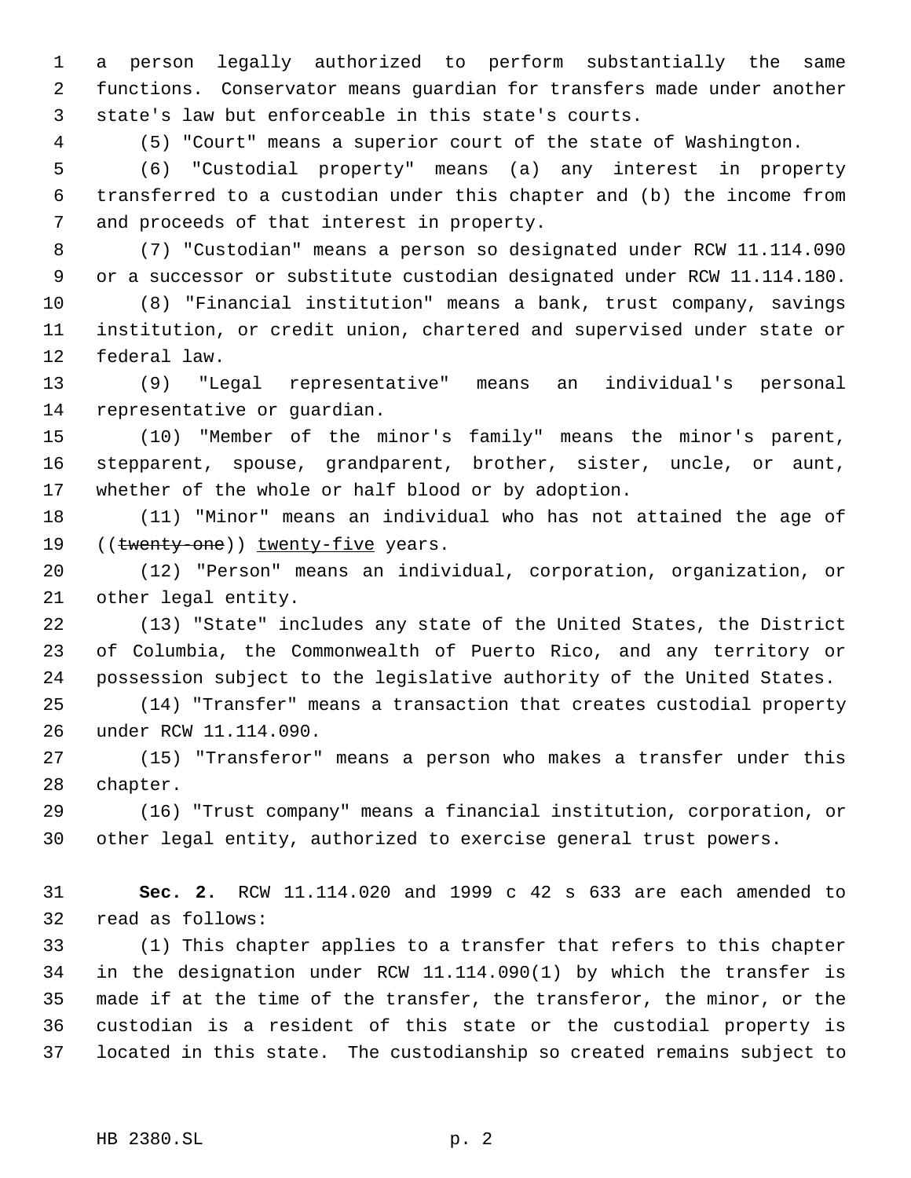a person legally authorized to perform substantially the same functions. Conservator means guardian for transfers made under another state's law but enforceable in this state's courts.

(5) "Court" means a superior court of the state of Washington.

(6) "Custodial property" means (a) any interest in property transferred to a custodian under this chapter and (b) the income from and proceeds of that interest in property.

(7) "Custodian" means a person so designated under RCW 11.114.090 or a successor or substitute custodian designated under RCW 11.114.180.

(8) "Financial institution" means a bank, trust company, savings institution, or credit union, chartered and supervised under state or federal law.

(9) "Legal representative" means an individual's personal representative or guardian.

(10) "Member of the minor's family" means the minor's parent, stepparent, spouse, grandparent, brother, sister, uncle, or aunt, whether of the whole or half blood or by adoption.

(11) "Minor" means an individual who has not attained the age of ((~~twenty-one~~)) twenty-five years.

(12) "Person" means an individual, corporation, organization, or other legal entity.

(13) "State" includes any state of the United States, the District of Columbia, the Commonwealth of Puerto Rico, and any territory or possession subject to the legislative authority of the United States.

(14) "Transfer" means a transaction that creates custodial property under RCW 11.114.090.

(15) "Transferor" means a person who makes a transfer under this chapter.

(16) "Trust company" means a financial institution, corporation, or other legal entity, authorized to exercise general trust powers.

**Sec. 2.** RCW 11.114.020 and 1999 c 42 s 633 are each amended to read as follows:

(1) This chapter applies to a transfer that refers to this chapter in the designation under RCW 11.114.090(1) by which the transfer is made if at the time of the transfer, the transferor, the minor, or the custodian is a resident of this state or the custodial property is located in this state. The custodianship so created remains subject to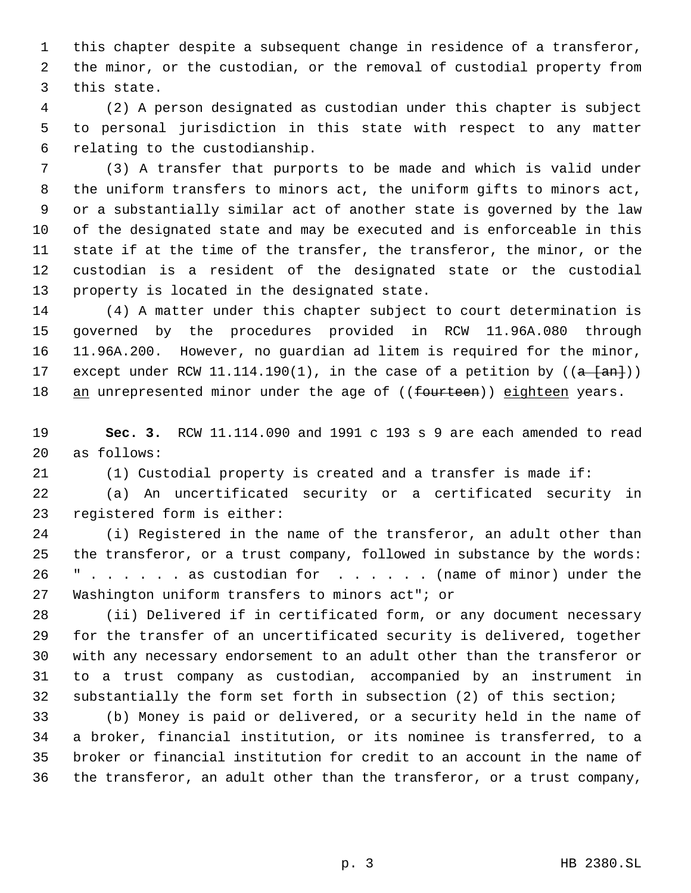this chapter despite a subsequent change in residence of a transferor, the minor, or the custodian, or the removal of custodial property from this state.

(2) A person designated as custodian under this chapter is subject to personal jurisdiction in this state with respect to any matter relating to the custodianship.

(3) A transfer that purports to be made and which is valid under the uniform transfers to minors act, the uniform gifts to minors act, or a substantially similar act of another state is governed by the law of the designated state and may be executed and is enforceable in this state if at the time of the transfer, the transferor, the minor, or the custodian is a resident of the designated state or the custodial property is located in the designated state.

(4) A matter under this chapter subject to court determination is governed by the procedures provided in RCW 11.96A.080 through 11.96A.200. However, no guardian ad litem is required for the minor, except under RCW 11.114.190(1), in the case of a petition by ((~~a [an]~~)) <u>an</u> unrepresented minor under the age of ((~~fourteen~~)) <u>eighteen</u> years.

**Sec. 3.** RCW 11.114.090 and 1991 c 193 s 9 are each amended to read as follows:

(1) Custodial property is created and a transfer is made if:

(a) An uncertificated security or a certificated security in registered form is either:

(i) Registered in the name of the transferor, an adult other than the transferor, or a trust company, followed in substance by the words: " . . . . . . as custodian for . . . . . . (name of minor) under the Washington uniform transfers to minors act"; or

(ii) Delivered if in certificated form, or any document necessary for the transfer of an uncertificated security is delivered, together with any necessary endorsement to an adult other than the transferor or to a trust company as custodian, accompanied by an instrument in substantially the form set forth in subsection (2) of this section;

(b) Money is paid or delivered, or a security held in the name of a broker, financial institution, or its nominee is transferred, to a broker or financial institution for credit to an account in the name of the transferor, an adult other than the transferor, or a trust company,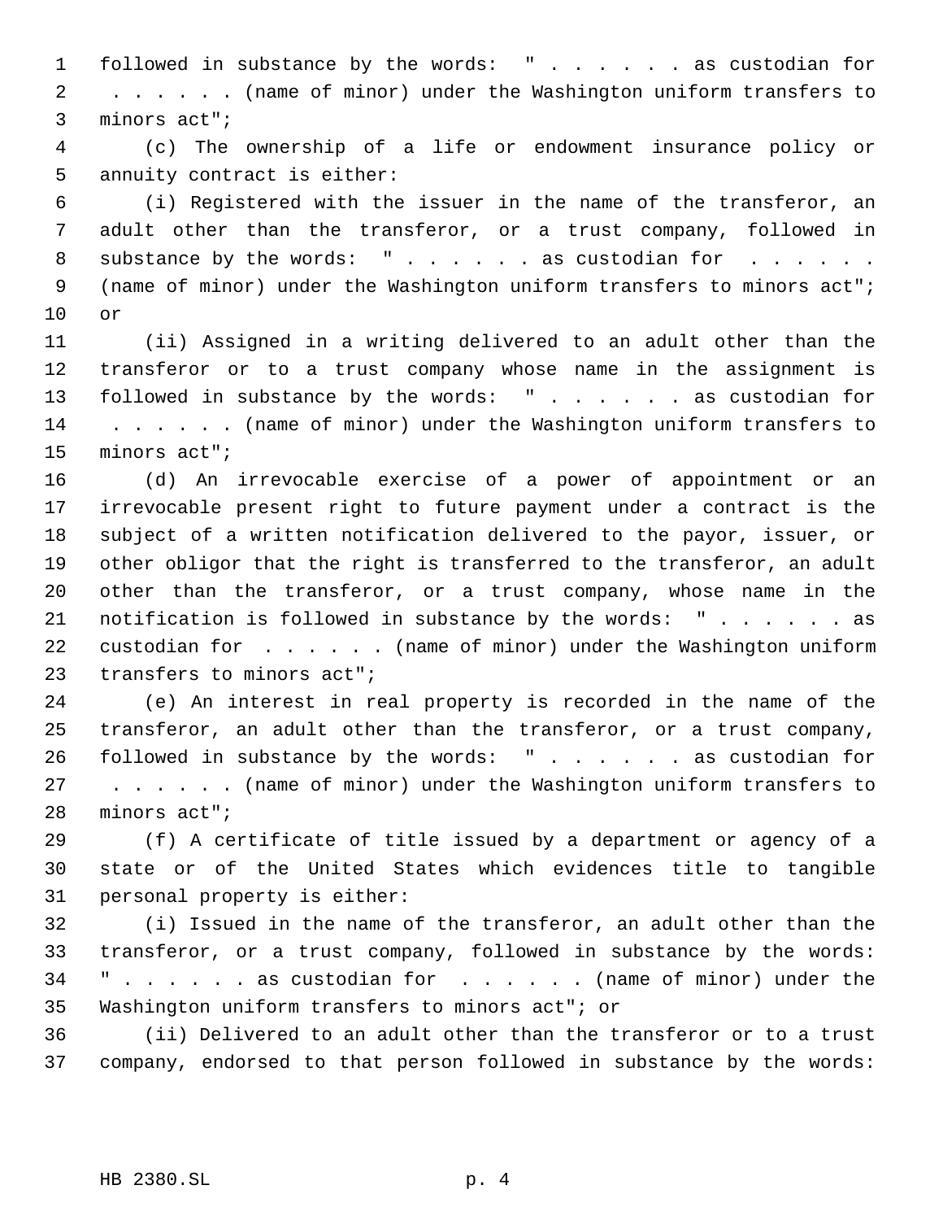followed in substance by the words: " . . . . . . as custodian for . . . . . . (name of minor) under the Washington uniform transfers to minors act";

(c) The ownership of a life or endowment insurance policy or annuity contract is either:

(i) Registered with the issuer in the name of the transferor, an adult other than the transferor, or a trust company, followed in substance by the words: " . . . . . . as custodian for . . . . . . (name of minor) under the Washington uniform transfers to minors act"; or

(ii) Assigned in a writing delivered to an adult other than the transferor or to a trust company whose name in the assignment is followed in substance by the words: " . . . . . . as custodian for . . . . . . (name of minor) under the Washington uniform transfers to minors act";

(d) An irrevocable exercise of a power of appointment or an irrevocable present right to future payment under a contract is the subject of a written notification delivered to the payor, issuer, or other obligor that the right is transferred to the transferor, an adult other than the transferor, or a trust company, whose name in the notification is followed in substance by the words: " . . . . . . as custodian for . . . . . . (name of minor) under the Washington uniform transfers to minors act";

(e) An interest in real property is recorded in the name of the transferor, an adult other than the transferor, or a trust company, followed in substance by the words: " . . . . . . as custodian for . . . . . . (name of minor) under the Washington uniform transfers to minors act";

(f) A certificate of title issued by a department or agency of a state or of the United States which evidences title to tangible personal property is either:

(i) Issued in the name of the transferor, an adult other than the transferor, or a trust company, followed in substance by the words: " . . . . . . as custodian for . . . . . . (name of minor) under the Washington uniform transfers to minors act"; or

(ii) Delivered to an adult other than the transferor or to a trust company, endorsed to that person followed in substance by the words: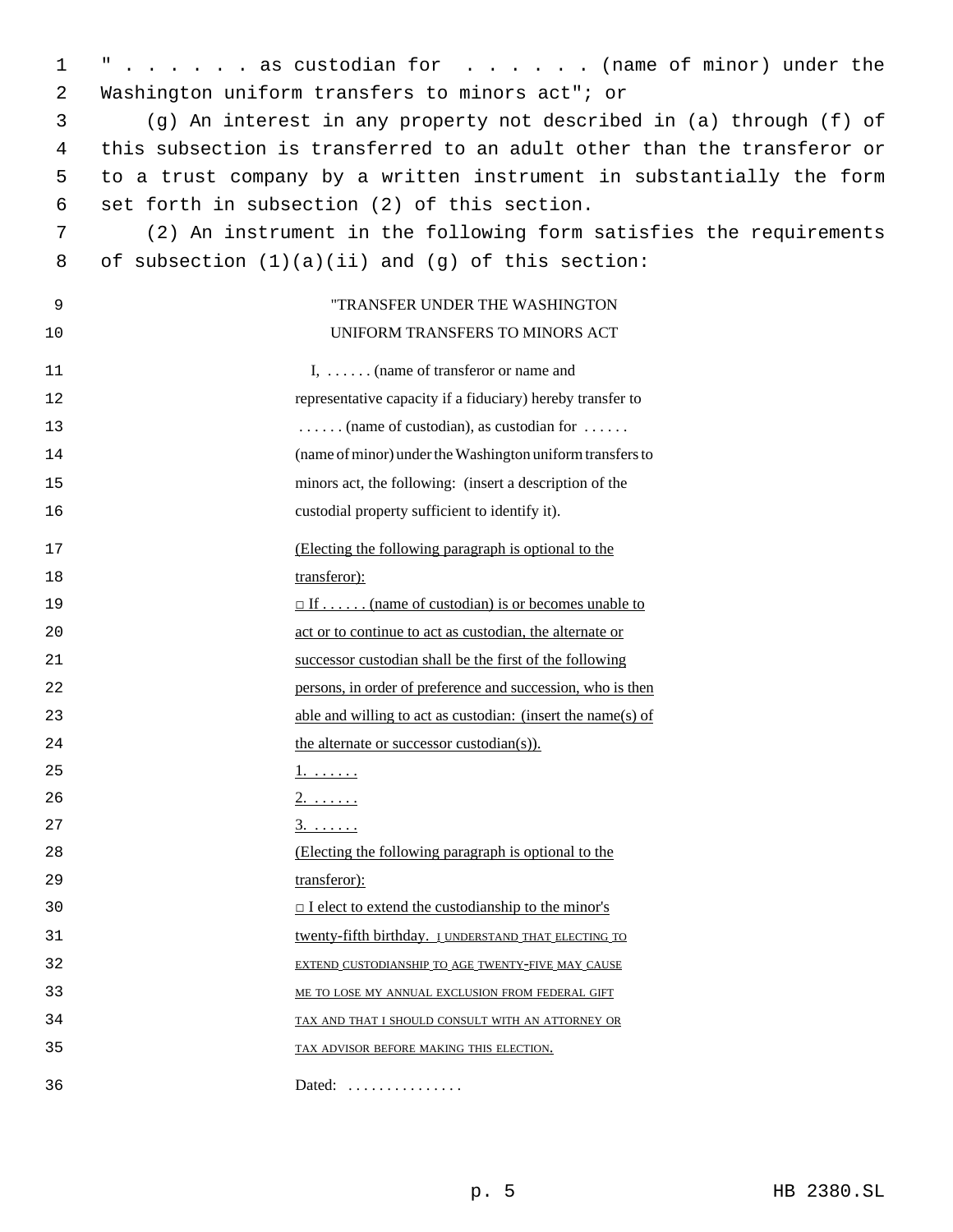" . . . . . . . as custodian for . . . . . . . (name of minor) under the Washington uniform transfers to minors act"; or

(g) An interest in any property not described in (a) through (f) of this subsection is transferred to an adult other than the transferor or to a trust company by a written instrument in substantially the form set forth in subsection (2) of this section.

(2) An instrument in the following form satisfies the requirements of subsection (1)(a)(ii) and (g) of this section:

"TRANSFER UNDER THE WASHINGTON
UNIFORM TRANSFERS TO MINORS ACT

I, . . . . . . (name of transferor or name and representative capacity if a fiduciary) hereby transfer to . . . . . . (name of custodian), as custodian for . . . . . . (name of minor) under the Washington uniform transfers to minors act, the following: (insert a description of the custodial property sufficient to identify it).

(Electing the following paragraph is optional to the transferor):

□ If . . . . . . (name of custodian) is or becomes unable to act or to continue to act as custodian, the alternate or successor custodian shall be the first of the following persons, in order of preference and succession, who is then able and willing to act as custodian: (insert the name(s) of the alternate or successor custodian(s)).

1. . . . . . .

2. . . . . . .

3. . . . . . .

(Electing the following paragraph is optional to the transferor):

□ I elect to extend the custodianship to the minor's twenty-fifth birthday. I UNDERSTAND THAT ELECTING TO EXTEND CUSTODIANSHIP TO AGE TWENTY-FIVE MAY CAUSE ME TO LOSE MY ANNUAL EXCLUSION FROM FEDERAL GIFT TAX AND THAT I SHOULD CONSULT WITH AN ATTORNEY OR TAX ADVISOR BEFORE MAKING THIS ELECTION.

Dated: . . . . . . . . . . . . . . .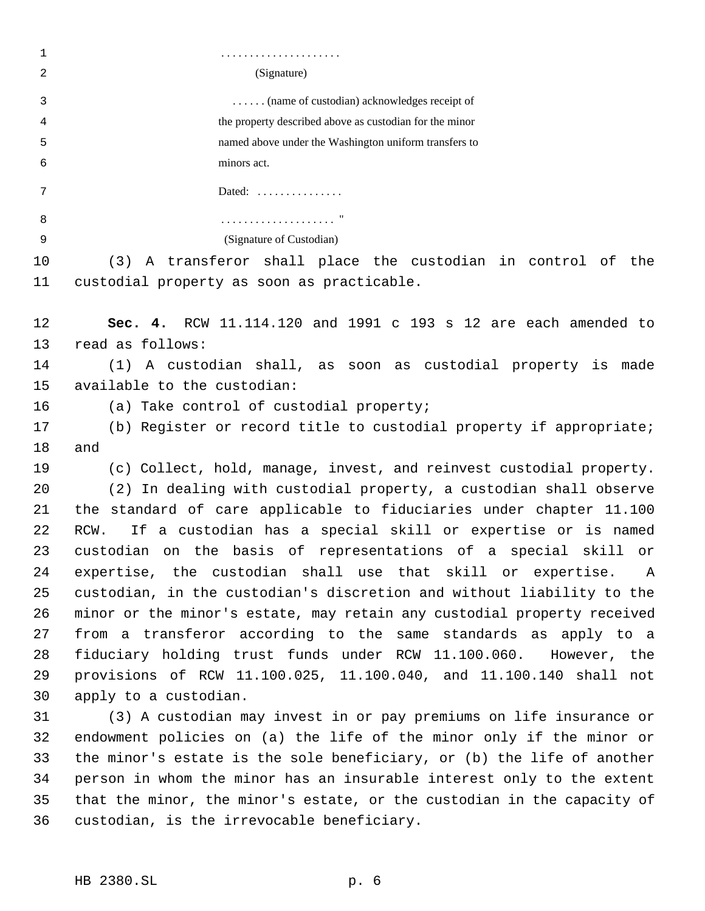.....................
(Signature)

...... (name of custodian) acknowledges receipt of the property described above as custodian for the minor named above under the Washington uniform transfers to minors act.

Dated: ...............

.................... "
(Signature of Custodian)

(3) A transferor shall place the custodian in control of the custodial property as soon as practicable.

**Sec. 4.** RCW 11.114.120 and 1991 c 193 s 12 are each amended to read as follows:

(1) A custodian shall, as soon as custodial property is made available to the custodian:

(a) Take control of custodial property;

(b) Register or record title to custodial property if appropriate; and

(c) Collect, hold, manage, invest, and reinvest custodial property.

(2) In dealing with custodial property, a custodian shall observe the standard of care applicable to fiduciaries under chapter 11.100 RCW. If a custodian has a special skill or expertise or is named custodian on the basis of representations of a special skill or expertise, the custodian shall use that skill or expertise. A custodian, in the custodian's discretion and without liability to the minor or the minor's estate, may retain any custodial property received from a transferor according to the same standards as apply to a fiduciary holding trust funds under RCW 11.100.060. However, the provisions of RCW 11.100.025, 11.100.040, and 11.100.140 shall not apply to a custodian.

(3) A custodian may invest in or pay premiums on life insurance or endowment policies on (a) the life of the minor only if the minor or the minor's estate is the sole beneficiary, or (b) the life of another person in whom the minor has an insurable interest only to the extent that the minor, the minor's estate, or the custodian in the capacity of custodian, is the irrevocable beneficiary.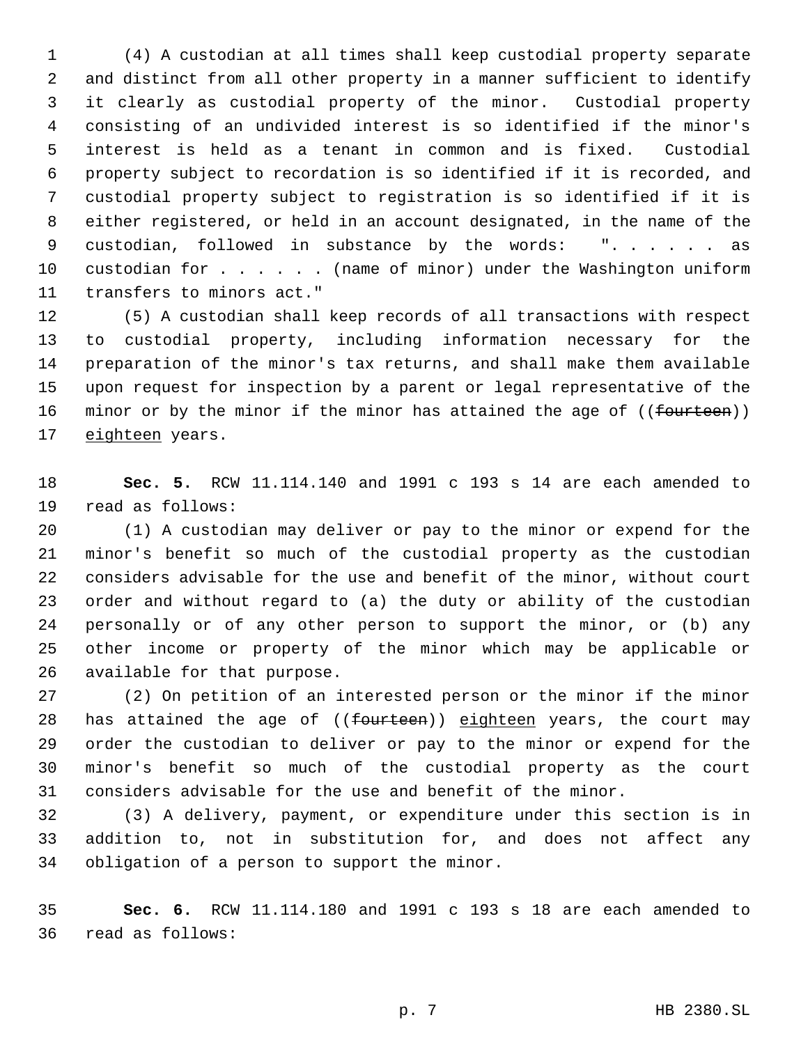(4) A custodian at all times shall keep custodial property separate and distinct from all other property in a manner sufficient to identify it clearly as custodial property of the minor. Custodial property consisting of an undivided interest is so identified if the minor's interest is held as a tenant in common and is fixed. Custodial property subject to recordation is so identified if it is recorded, and custodial property subject to registration is so identified if it is either registered, or held in an account designated, in the name of the custodian, followed in substance by the words: ". . . . . . as custodian for . . . . . . (name of minor) under the Washington uniform transfers to minors act."

(5) A custodian shall keep records of all transactions with respect to custodial property, including information necessary for the preparation of the minor's tax returns, and shall make them available upon request for inspection by a parent or legal representative of the minor or by the minor if the minor has attained the age of ((~~fourteen~~)) eighteen years.

**Sec. 5.** RCW 11.114.140 and 1991 c 193 s 14 are each amended to read as follows:

(1) A custodian may deliver or pay to the minor or expend for the minor's benefit so much of the custodial property as the custodian considers advisable for the use and benefit of the minor, without court order and without regard to (a) the duty or ability of the custodian personally or of any other person to support the minor, or (b) any other income or property of the minor which may be applicable or available for that purpose.

(2) On petition of an interested person or the minor if the minor has attained the age of ((~~fourteen~~)) eighteen years, the court may order the custodian to deliver or pay to the minor or expend for the minor's benefit so much of the custodial property as the court considers advisable for the use and benefit of the minor.

(3) A delivery, payment, or expenditure under this section is in addition to, not in substitution for, and does not affect any obligation of a person to support the minor.

**Sec. 6.** RCW 11.114.180 and 1991 c 193 s 18 are each amended to read as follows: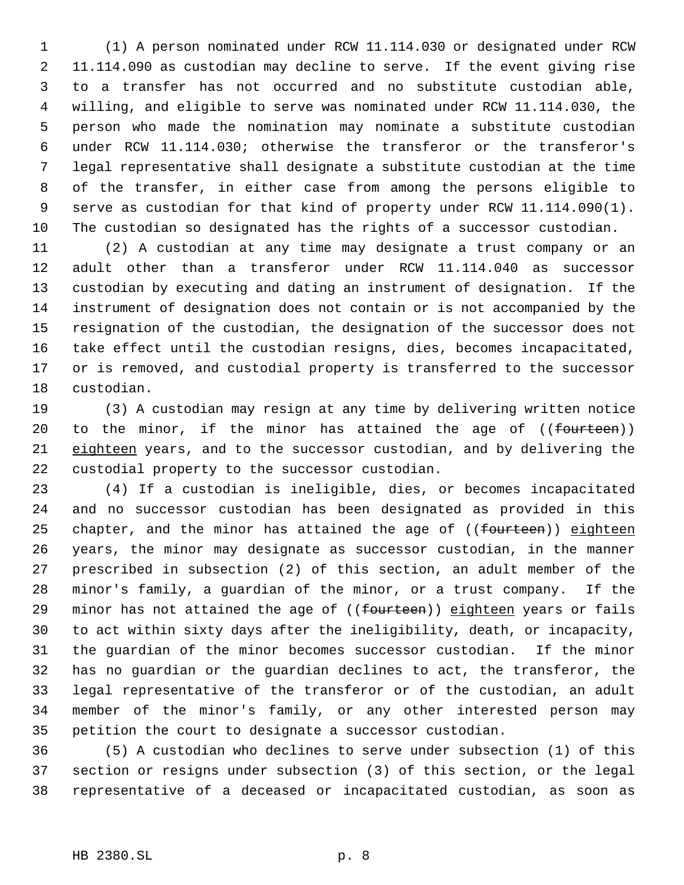(1) A person nominated under RCW 11.114.030 or designated under RCW 11.114.090 as custodian may decline to serve. If the event giving rise to a transfer has not occurred and no substitute custodian able, willing, and eligible to serve was nominated under RCW 11.114.030, the person who made the nomination may nominate a substitute custodian under RCW 11.114.030; otherwise the transferor or the transferor's legal representative shall designate a substitute custodian at the time of the transfer, in either case from among the persons eligible to serve as custodian for that kind of property under RCW 11.114.090(1). The custodian so designated has the rights of a successor custodian.

(2) A custodian at any time may designate a trust company or an adult other than a transferor under RCW 11.114.040 as successor custodian by executing and dating an instrument of designation. If the instrument of designation does not contain or is not accompanied by the resignation of the custodian, the designation of the successor does not take effect until the custodian resigns, dies, becomes incapacitated, or is removed, and custodial property is transferred to the successor custodian.

(3) A custodian may resign at any time by delivering written notice to the minor, if the minor has attained the age of ((~~fourteen~~)) <u>eighteen</u> years, and to the successor custodian, and by delivering the custodial property to the successor custodian.

(4) If a custodian is ineligible, dies, or becomes incapacitated and no successor custodian has been designated as provided in this chapter, and the minor has attained the age of ((~~fourteen~~)) <u>eighteen</u> years, the minor may designate as successor custodian, in the manner prescribed in subsection (2) of this section, an adult member of the minor's family, a guardian of the minor, or a trust company. If the minor has not attained the age of ((~~fourteen~~)) <u>eighteen</u> years or fails to act within sixty days after the ineligibility, death, or incapacity, the guardian of the minor becomes successor custodian. If the minor has no guardian or the guardian declines to act, the transferor, the legal representative of the transferor or of the custodian, an adult member of the minor's family, or any other interested person may petition the court to designate a successor custodian.

(5) A custodian who declines to serve under subsection (1) of this section or resigns under subsection (3) of this section, or the legal representative of a deceased or incapacitated custodian, as soon as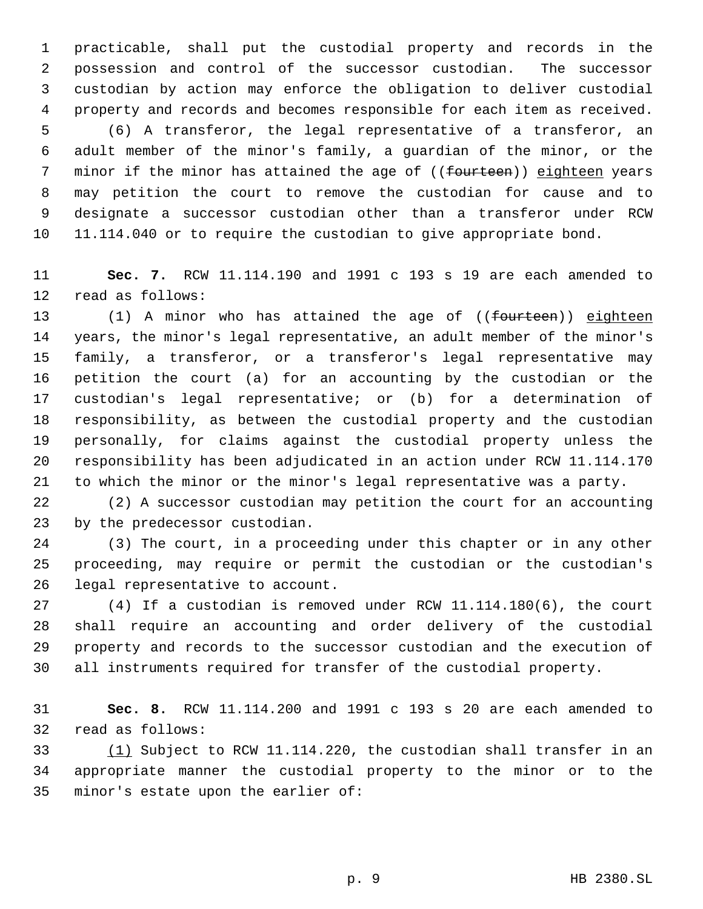practicable, shall put the custodial property and records in the possession and control of the successor custodian. The successor custodian by action may enforce the obligation to deliver custodial property and records and becomes responsible for each item as received.

(6) A transferor, the legal representative of a transferor, an adult member of the minor's family, a guardian of the minor, or the minor if the minor has attained the age of ((~~fourteen~~)) <u>eighteen</u> years may petition the court to remove the custodian for cause and to designate a successor custodian other than a transferor under RCW 11.114.040 or to require the custodian to give appropriate bond.

**Sec. 7.** RCW 11.114.190 and 1991 c 193 s 19 are each amended to read as follows:

(1) A minor who has attained the age of ((~~fourteen~~)) <u>eighteen</u> years, the minor's legal representative, an adult member of the minor's family, a transferor, or a transferor's legal representative may petition the court (a) for an accounting by the custodian or the custodian's legal representative; or (b) for a determination of responsibility, as between the custodial property and the custodian personally, for claims against the custodial property unless the responsibility has been adjudicated in an action under RCW 11.114.170 to which the minor or the minor's legal representative was a party.

(2) A successor custodian may petition the court for an accounting by the predecessor custodian.

(3) The court, in a proceeding under this chapter or in any other proceeding, may require or permit the custodian or the custodian's legal representative to account.

(4) If a custodian is removed under RCW 11.114.180(6), the court shall require an accounting and order delivery of the custodial property and records to the successor custodian and the execution of all instruments required for transfer of the custodial property.

**Sec. 8.** RCW 11.114.200 and 1991 c 193 s 20 are each amended to read as follows:

<u>(1)</u> Subject to RCW 11.114.220, the custodian shall transfer in an appropriate manner the custodial property to the minor or to the minor's estate upon the earlier of: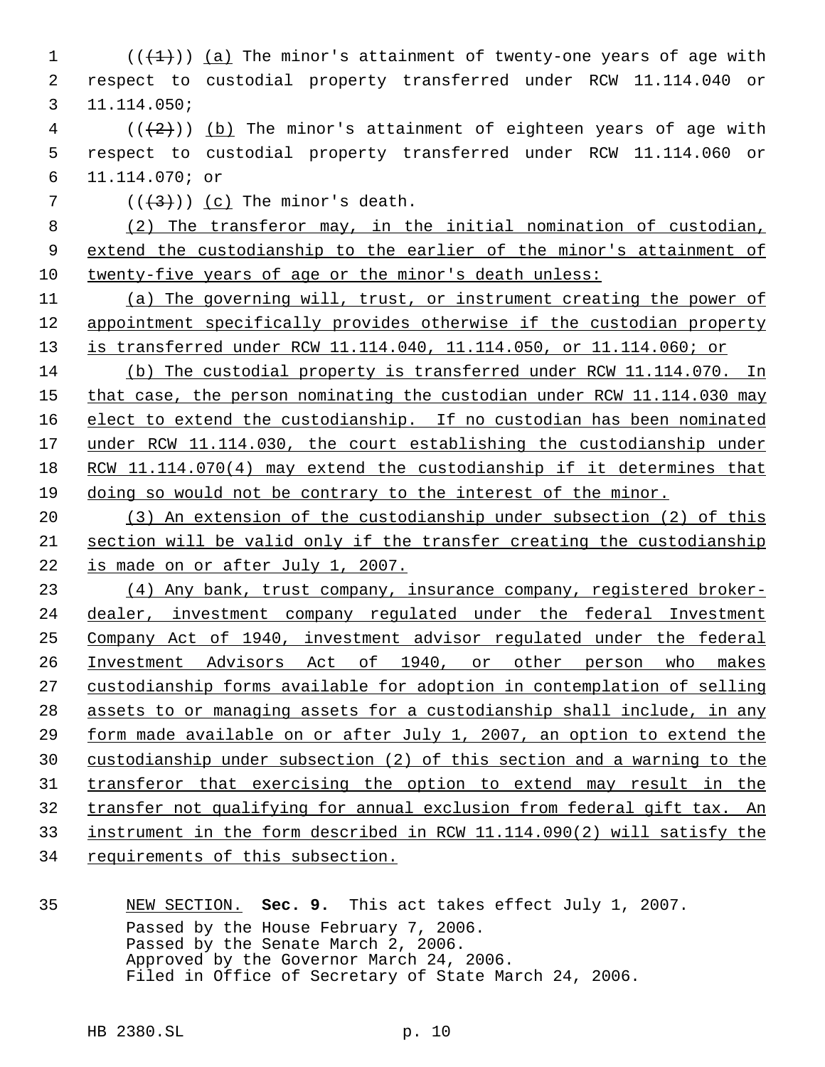((~~(1)~~)) (a) The minor's attainment of twenty-one years of age with respect to custodial property transferred under RCW 11.114.040 or 11.114.050;

((~~(2)~~)) (b) The minor's attainment of eighteen years of age with respect to custodial property transferred under RCW 11.114.060 or 11.114.070; or

((~~(3)~~)) (c) The minor's death.

(2) The transferor may, in the initial nomination of custodian, extend the custodianship to the earlier of the minor's attainment of twenty-five years of age or the minor's death unless:

(a) The governing will, trust, or instrument creating the power of appointment specifically provides otherwise if the custodian property is transferred under RCW 11.114.040, 11.114.050, or 11.114.060; or

(b) The custodial property is transferred under RCW 11.114.070. In that case, the person nominating the custodian under RCW 11.114.030 may elect to extend the custodianship. If no custodian has been nominated under RCW 11.114.030, the court establishing the custodianship under RCW 11.114.070(4) may extend the custodianship if it determines that doing so would not be contrary to the interest of the minor.

(3) An extension of the custodianship under subsection (2) of this section will be valid only if the transfer creating the custodianship is made on or after July 1, 2007.

(4) Any bank, trust company, insurance company, registered broker-dealer, investment company regulated under the federal Investment Company Act of 1940, investment advisor regulated under the federal Investment Advisors Act of 1940, or other person who makes custodianship forms available for adoption in contemplation of selling assets to or managing assets for a custodianship shall include, in any form made available on or after July 1, 2007, an option to extend the custodianship under subsection (2) of this section and a warning to the transferor that exercising the option to extend may result in the transfer not qualifying for annual exclusion from federal gift tax. An instrument in the form described in RCW 11.114.090(2) will satisfy the requirements of this subsection.

NEW SECTION. **Sec. 9.** This act takes effect July 1, 2007.

Passed by the House February 7, 2006.
Passed by the Senate March 2, 2006.
Approved by the Governor March 24, 2006.
Filed in Office of Secretary of State March 24, 2006.